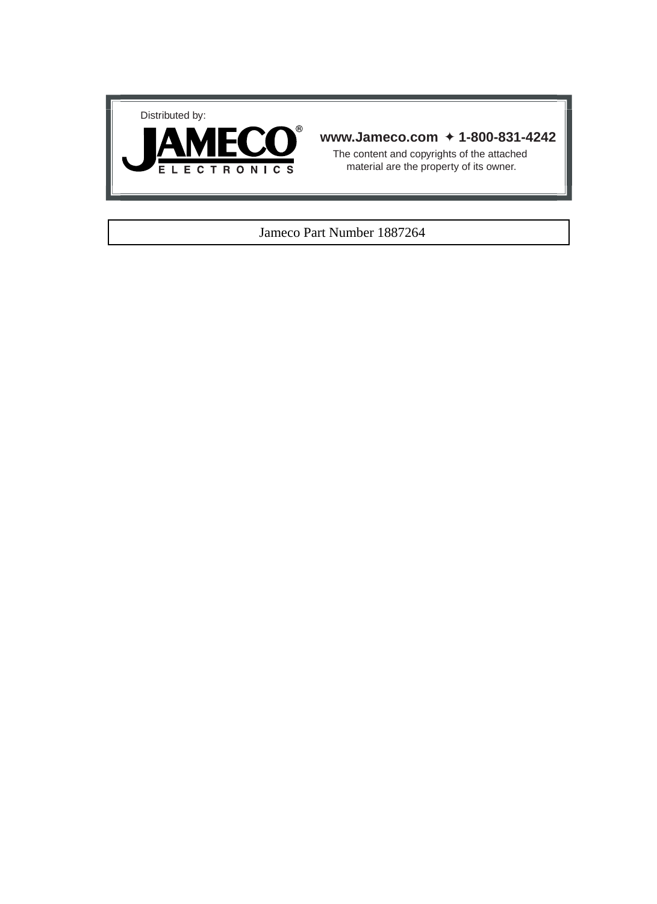Distributed by:

JAMECO®
ELECTRONICS

**www.Jameco.com ✦ 1-800-831-4242**

The content and copyrights of the attached material are the property of its owner.

Jameco Part Number 1887264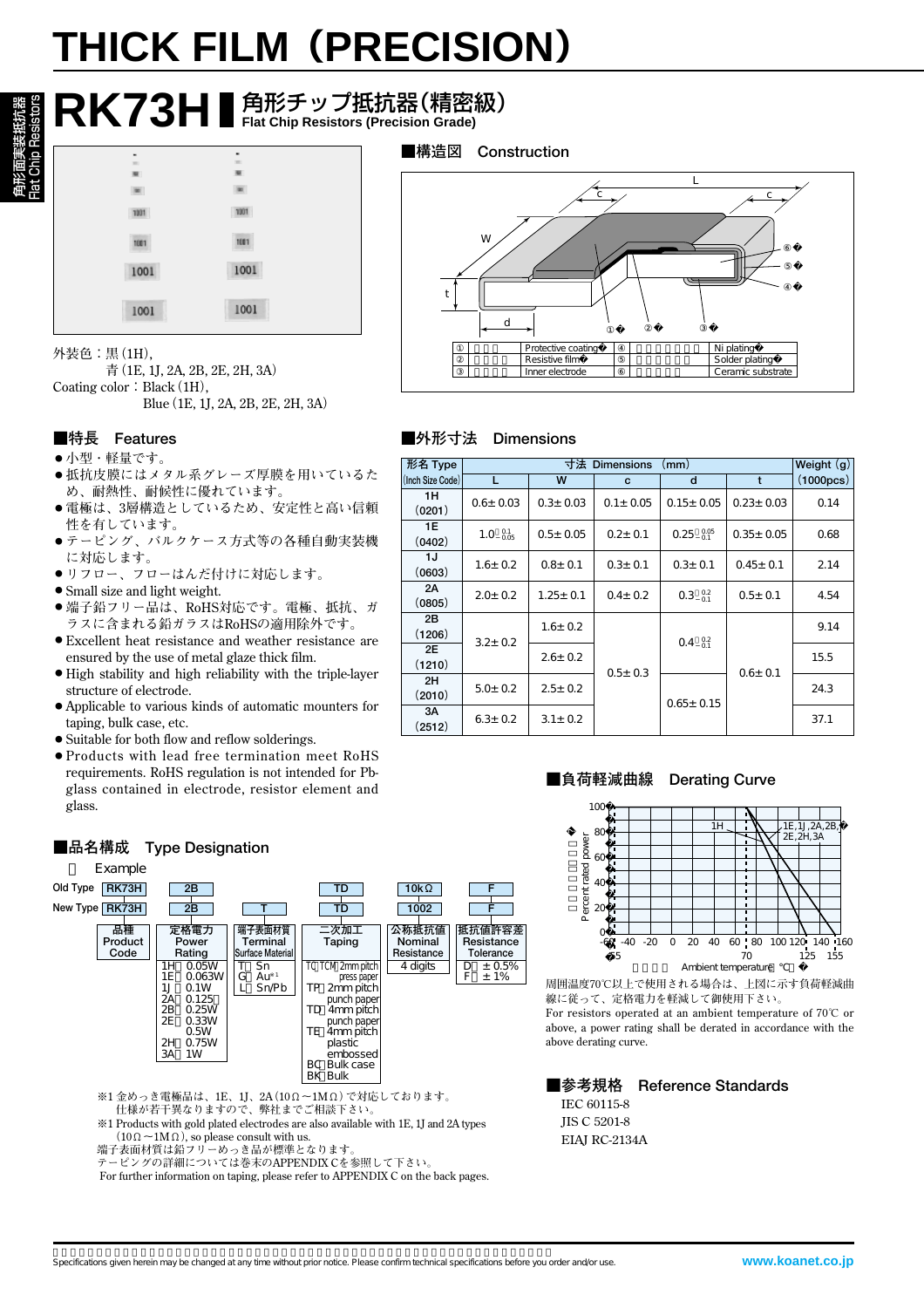# THICK FILM（PRECISION）

## RK73H 角形チップ抵抗器(精密級) Flat Chip Resistors (Precision Grade)

外装色：黒(1H),
　　　　青(1E, 1J, 2A, 2B, 2E, 2H, 3A)
Coating color：Black (1H),
　　　　　　　Blue (1E, 1J, 2A, 2B, 2E, 2H, 3A)

### ■構造図 Construction

| | | | |
|---|---|---|---|
| ① | Protective coating | ④ | Ni plating |
| ② | Resistive film | ⑤ | Solder plating |
| ③ | Inner electrode | ⑥ | Ceramic substrate |

### ■特長 Features

- 小型・軽量です。
- 抵抗皮膜にはメタル系グレーズ厚膜を用いているため、耐熱性、耐候性に優れています。
- 電極は、3層構造としているため、安定性と高い信頼性を有しています。
- テーピング、バルクケース方式等の各種自動実装機に対応します。
- リフロー、フローはんだ付けに対応します。
- Small size and light weight.
- 端子鉛フリー品は、RoHS対応です。電極、抵抗、ガラスに含まれる鉛ガラスはRoHSの適用除外です。
- Excellent heat resistance and weather resistance are ensured by the use of metal glaze thick film.
- High stability and high reliability with the triple-layer structure of electrode.
- Applicable to various kinds of automatic mounters for taping, bulk case, etc.
- Suitable for both flow and reflow solderings.
- Products with lead free termination meet RoHS requirements. RoHS regulation is not intended for Pb-glass contained in electrode, resistor element and glass.

### ■外形寸法 Dimensions

| 形名 Type (Inch Size Code) | L | W | c | d | t | Weight (g) (1000pcs) |
|---|---|---|---|---|---|---|
| 1H (0201) | 0.6±0.03 | 0.3±0.03 | 0.1±0.05 | 0.15±0.05 | 0.23±0.03 | 0.14 |
| 1E (0402) | $1.0^{+0.1}_{-0.05}$ | 0.5±0.05 | 0.2±0.1 | $0.25^{+0.05}_{-0.1}$ | 0.35±0.05 | 0.68 |
| 1J (0603) | 1.6±0.2 | 0.8±0.1 | 0.3±0.1 | 0.3±0.1 | 0.45±0.1 | 2.14 |
| 2A (0805) | 2.0±0.2 | 1.25±0.1 | 0.4±0.2 | $0.3^{+0.2}_{-0.1}$ | 0.5±0.1 | 4.54 |
| 2B (1206) | 3.2±0.2 | 1.6±0.2 | 0.5±0.3 | $0.4^{+0.2}_{-0.1}$ | 0.6±0.1 | 9.14 |
| 2E (1210) | 3.2±0.2 | 2.6±0.2 | 0.5±0.3 | $0.4^{+0.2}_{-0.1}$ | 0.6±0.1 | 15.5 |
| 2H (2010) | 5.0±0.2 | 2.5±0.2 | 0.5±0.3 | 0.65±0.15 | 0.6±0.1 | 24.3 |
| 3A (2512) | 6.3±0.2 | 3.1±0.2 | 0.5±0.3 | 0.65±0.15 | 0.6±0.1 | 37.1 |

### ■品名構成 Type Designation

例 Example

| | 品種 Product Code | 定格電力 Power Rating | 端子表面材質 Terminal Surface Material | 二次加工 Taping | 公称抵抗値 Nominal Resistance | 抵抗値許容差 Resistance Tolerance |
|---|---|---|---|---|---|---|
| Old Type | RK73H | 2B | | TD | 10kΩ | F |
| New Type | RK73H | 2B | T | TD | 1002 | F |

- 定格電力 Power Rating: 1H：0.05W, 1E：0.063W, 1J：0.1W, 2A：0.125W, 2B：0.25W, 2E：0.33W / 0.5W, 2H：0.75W, 3A：1W
- 端子表面材質 Terminal Surface Material: T：Sn, G：Au※1, L：Sn/Pb
- 二次加工 Taping: TC(TCM)：2mm pitch press paper, TP：2mm pitch punch paper, TD：4mm pitch punch paper, TE：4mm pitch plastic embossed, BC：Bulk case, BK：Bulk
- 公称抵抗値 Nominal Resistance: 4 digits
- 抵抗値許容差 Resistance Tolerance: D：±0.5%, F：±1%

※1 金めっき電極品は、1E、1J、2A(10Ω～1MΩ)で対応しております。仕様が若干異なりますので、弊社までご相談下さい。
※1 Products with gold plated electrodes are also available with 1E, 1J and 2A types (10Ω～1MΩ), so please consult with us.
端子表面材質は鉛フリーめっき品が標準となります。
テーピングの詳細については巻末のAPPENDIX Cを参照して下さい。
For further information on taping, please refer to APPENDIX C on the back pages.

### ■負荷軽減曲線 Derating Curve

周囲温度70℃以上で使用される場合は、上図に示す負荷軽減曲線に従って、定格電力を軽減して御使用下さい。
For resistors operated at an ambient temperature of 70℃ or above, a power rating shall be derated in accordance with the above derating curve.

### ■参考規格 Reference Standards

IEC 60115-8
JIS C 5201-8
EIAJ RC-2134A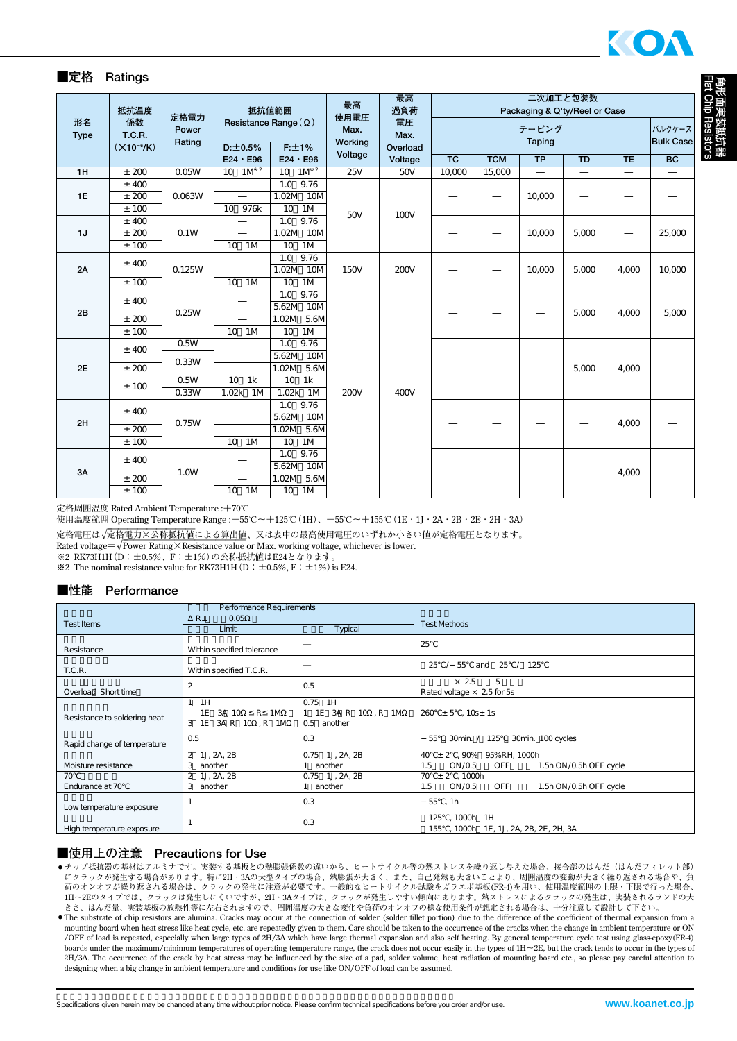## ■定格　Ratings

| 形名 Type | 抵抗温度係数 T.C.R. (×10⁻⁶/K) | 定格電力 Power Rating | 抵抗値範囲 Resistance Range (Ω) | | 最高使用電圧 Max. Working Voltage | 最高過負荷電圧 Max. Overload Voltage | 二次加工と包装数 Packaging & Q'ty/Reel or Case | | | | | |
|---|---|---|---|---|---|---|---|---|---|---|---|---|
| | | | | | | | テーピング Taping | | | | | バルクケース Bulk Case |
| | | | D:±0.5% E24・E96 | F:±1% E24・E96 | | | TC | TCM | TP | TD | TE | BC |
| 1H | ±200 | 0.05W | 10 1M※2 | 10 1M※2 | 25V | 50V | 10,000 | 15,000 | — | — | — | — |
| 1E | ±400 | 0.063W | — | 1.0 9.76 | 50V | 100V | — | — | 10,000 | — | — | — |
| | ±200 | | — | 1.02M 10M | | | | | | | | |
| | ±100 | | 10 976k | 10 1M | | | | | | | | |
| 1J | ±400 | 0.1W | — | 1.0 9.76 | | | — | — | 10,000 | 5,000 | — | 25,000 |
| | ±200 | | — | 1.02M 10M | | | | | | | | |
| | ±100 | | 10 1M | 10 1M | | | | | | | | |
| 2A | ±400 | 0.125W | — | 1.0 9.76 | 150V | 200V | — | — | 10,000 | 5,000 | 4,000 | 10,000 |
| | | | | 1.02M 10M | | | | | | | | |
| | ±100 | | 10 1M | 10 1M | | | | | | | | |
| 2B | ±400 | 0.25W | — | 1.0 9.76 | 200V | 400V | — | — | — | 5,000 | 4,000 | 5,000 |
| | | | | 5.62M 10M | | | | | | | | |
| | ±200 | | — | 1.02M 5.6M | | | | | | | | |
| | ±100 | | 10 1M | 10 1M | | | | | | | | |
| 2E | ±400 | 0.5W | — | 1.0 9.76 | | | — | — | — | 5,000 | 4,000 | — |
| | | 0.33W | | 5.62M 10M | | | | | | | | |
| | ±200 | | — | 1.02M 5.6M | | | | | | | | |
| | ±100 | 0.5W | 10 1k | 10 1k | | | | | | | | |
| | | 0.33W | 1.02k 1M | 1.02k 1M | | | | | | | | |
| 2H | ±400 | 0.75W | — | 1.0 9.76 | | | — | — | — | — | 4,000 | — |
| | | | | 5.62M 10M | | | | | | | | |
| | ±200 | | — | 1.02M 5.6M | | | | | | | | |
| | ±100 | | 10 1M | 10 1M | | | | | | | | |
| 3A | ±400 | 1.0W | — | 1.0 9.76 | | | — | — | — | — | 4,000 | — |
| | | | | 5.62M 10M | | | | | | | | |
| | ±200 | | — | 1.02M 5.6M | | | | | | | | |
| | ±100 | | 10 1M | 10 1M | | | | | | | | |

定格周囲温度 Rated Ambient Temperature :＋70℃

使用温度範囲 Operating Temperature Range :－55℃～＋125℃（1H）、－55℃～＋155℃（1E・1J・2A・2B・2E・2H・3A）

定格電圧は√定格電力×公称抵抗値による算出値、又は表中の最高使用電圧のいずれか小さい値が定格電圧となります。

Rated voltage＝√Power Rating×Resistance value or Max. working voltage, whichever is lower.

※2 RK73H1H（D：±0.5%、F：±1%）の公称抵抗値はE24となります。

※2 The nominal resistance value for RK73H1H (D：±0.5%, F：±1%) is E24.

## ■性能　Performance

| Test Items | Performance Requirements Δ R± 0.05Ω | | Test Methods |
|---|---|---|---|
| | Limit | Typical | |
| Resistance | Within specified tolerance | — | 25℃ |
| T.C.R. | Within specified T.C.R. | — | 25℃/－55℃ and 25℃/ 125℃ |
| Overload Short time | 2 | 0.5 | × 2.5 5 Rated voltage × 2.5 for 5s |
| Resistance to soldering heat | 1 1H 1E 3A 10Ω ≦ R≦ 1MΩ 3 1E 3A R 10Ω , R 1MΩ | 0.75 1H 1 1E 3A R 10Ω , R 1MΩ 0.5 another | 260℃± 5℃, 10s± 1s |
| Rapid change of temperature | 0.5 | 0.3 | －55℃ 30min./ 125℃ 30min. 100 cycles |
| Moisture resistance | 2 1J, 2A, 2B 3 another | 0.75 1J, 2A, 2B 1 another | 40℃± 2℃, 90% 95%RH, 1000h 1.5 ON/0.5 OFF 1.5h ON/0.5h OFF cycle |
| 70℃ Endurance at 70℃ | 2 1J, 2A, 2B 3 another | 0.75 1J, 2A, 2B 1 another | 70℃± 2℃, 1000h 1.5 ON/0.5 OFF 1.5h ON/0.5h OFF cycle |
| Low temperature exposure | 1 | 0.3 | －55℃, 1h |
| High temperature exposure | 1 | 0.3 | 125℃, 1000h 1H 155℃, 1000h 1E, 1J, 2A, 2B, 2E, 2H, 3A |

## ■使用上の注意　Precautions for Use

- チップ抵抗器の基材はアルミナです。実装する基板との熱膨張係数の違いから、ヒートサイクル等の熱ストレスを繰り返し与えた場合、接合部のはんだ（はんだフィレット部）にクラックが発生する場合があります。特に2H・3Aの大型タイプの場合、熱膨張が大きく、また、自己発熱も大きいことより、周囲温度の変動が大きく繰り返される場合や、負荷のオンオフが繰り返される場合は、クラックの発生に注意が必要です。一般的なヒートサイクル試験をガラエポ基板(FR-4)を用い、使用温度範囲の上限・下限で行った場合、1H～2Eのタイプでは、クラックは発生しにくいですが、2H・3Aタイプは、クラックが発生しやすい傾向にあります。熱ストレスによるクラックの発生は、実装されるランドの大きさ、はんだ量、実装基板の放熱性等に左右されますので、周囲温度の大きな変化や負荷のオンオフの様な使用条件が想定される場合は、十分注意して設計して下さい。
- The substrate of chip resistors are alumina. Cracks may occur at the connection of solder (solder fillet portion) due to the difference of the coefficient of thermal expansion from a mounting board when heat stress like heat cycle, etc. are repeatedly given to them. Care should be taken to the occurrence of the cracks when the change in ambient temperature or ON /OFF of load is repeated, especially when large types of 2H/3A which have large thermal expansion and also self heating. By general temperature cycle test using glass-epoxy(FR-4) boards under the maximum/minimum temperatures of operating temperature range, the crack does not occur easily in the types of 1H～2E, but the crack tends to occur in the types of 2H/3A. The occurrence of the crack by heat stress may be influenced by the size of a pad, solder volume, heat radiation of mounting board etc., so please pay careful attention to designing when a big change in ambient temperature and conditions for use like ON/OFF of load can be assumed.

Specifications given herein may be changed at any time without prior notice. Please confirm technical specifications before you order and/or use.

www.koanet.co.jp